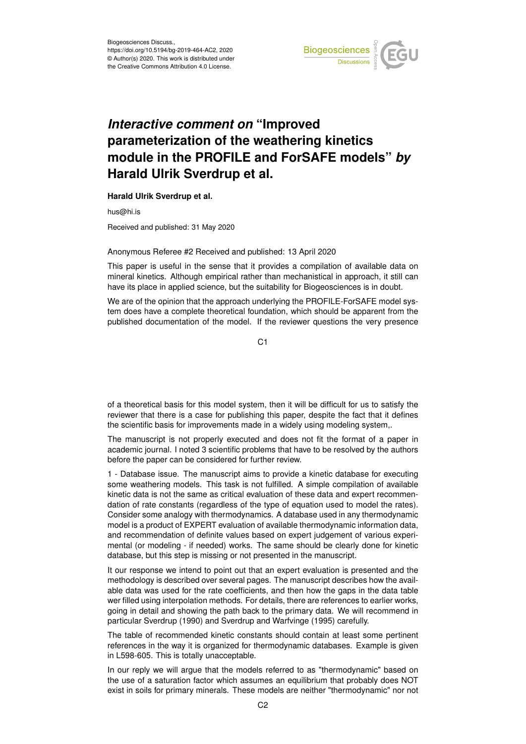Biogeosciences Discuss.,
https://doi.org/10.5194/bg-2019-464-AC2, 2020
© Author(s) 2020. This work is distributed under
the Creative Commons Attribution 4.0 License.

# *Interactive comment on* "Improved parameterization of the weathering kinetics module in the PROFILE and ForSAFE models" *by* Harald Ulrik Sverdrup et al.

**Harald Ulrik Sverdrup et al.**

hus@hi.is

Received and published: 31 May 2020

Anonymous Referee #2 Received and published: 13 April 2020

This paper is useful in the sense that it provides a compilation of available data on mineral kinetics. Although empirical rather than mechanistical in approach, it still can have its place in applied science, but the suitability for Biogeosciences is in doubt.

We are of the opinion that the approach underlying the PROFILE-ForSAFE model system does have a complete theoretical foundation, which should be apparent from the published documentation of the model. If the reviewer questions the very presence of a theoretical basis for this model system, then it will be difficult for us to satisfy the reviewer that there is a case for publishing this paper, despite the fact that it defines the scientific basis for improvements made in a widely using modeling system,.

The manuscript is not properly executed and does not fit the format of a paper in academic journal. I noted 3 scientific problems that have to be resolved by the authors before the paper can be considered for further review.

1 - Database issue. The manuscript aims to provide a kinetic database for executing some weathering models. This task is not fulfilled. A simple compilation of available kinetic data is not the same as critical evaluation of these data and expert recommendation of rate constants (regardless of the type of equation used to model the rates). Consider some analogy with thermodynamics. A database used in any thermodynamic model is a product of EXPERT evaluation of available thermodynamic information data, and recommendation of definite values based on expert judgement of various experimental (or modeling - if needed) works. The same should be clearly done for kinetic database, but this step is missing or not presented in the manuscript.

It our response we intend to point out that an expert evaluation is presented and the methodology is described over several pages. The manuscript describes how the available data was used for the rate coefficients, and then how the gaps in the data table wer filled using interpolation methods. For details, there are references to earlier works, going in detail and showing the path back to the primary data. We will recommend in particular Sverdrup (1990) and Sverdrup and Warfvinge (1995) carefully.

The table of recommended kinetic constants should contain at least some pertinent references in the way it is organized for thermodynamic databases. Example is given in L598-605. This is totally unacceptable.

In our reply we will argue that the models referred to as "thermodynamic" based on the use of a saturation factor which assumes an equilibrium that probably does NOT exist in soils for primary minerals. These models are neither "thermodynamic" nor not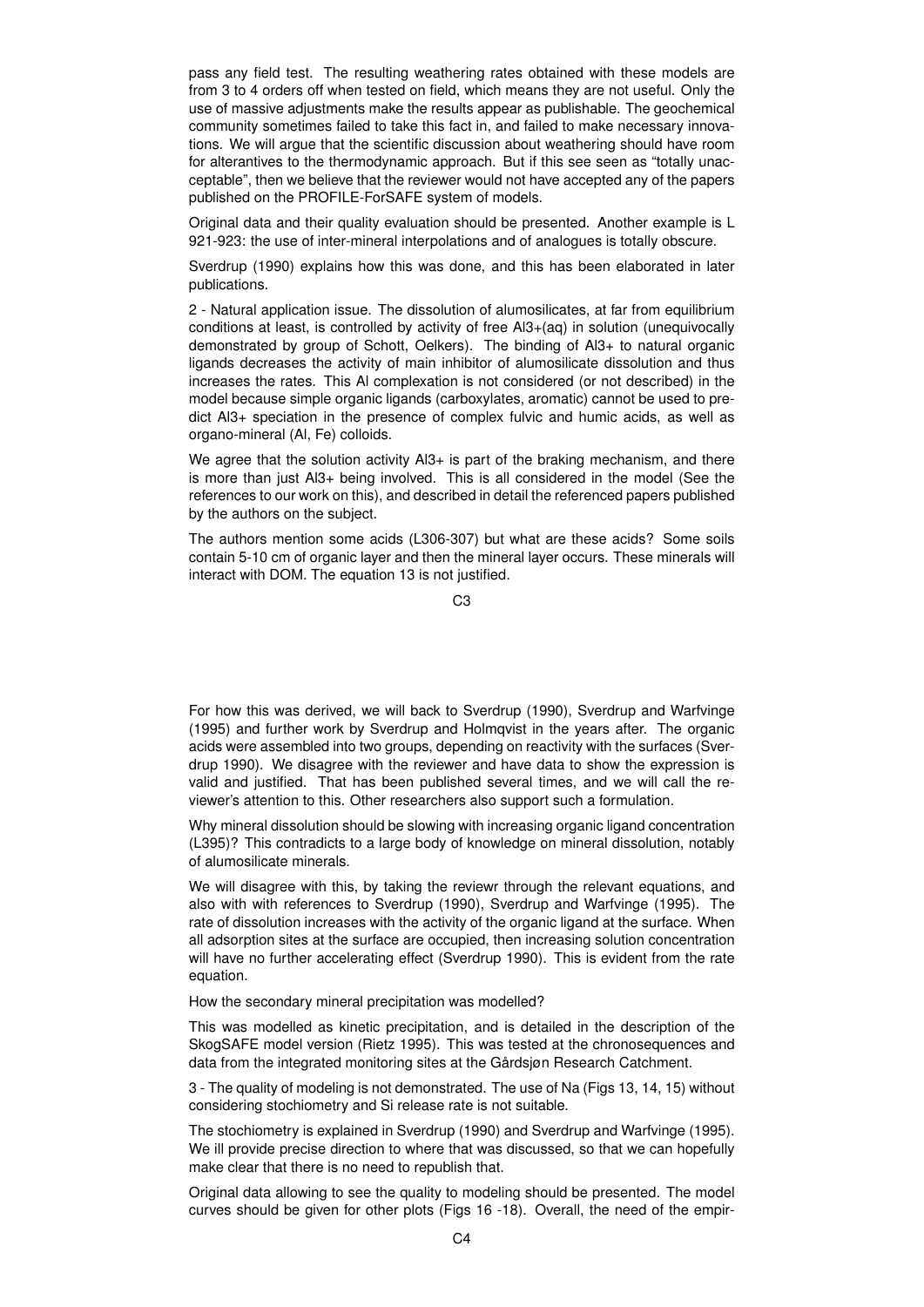pass any field test. The resulting weathering rates obtained with these models are from 3 to 4 orders off when tested on field, which means they are not useful. Only the use of massive adjustments make the results appear as publishable. The geochemical community sometimes failed to take this fact in, and failed to make necessary innovations. We will argue that the scientific discussion about weathering should have room for alterantives to the thermodynamic approach. But if this see seen as "totally unacceptable", then we believe that the reviewer would not have accepted any of the papers published on the PROFILE-ForSAFE system of models.

Original data and their quality evaluation should be presented. Another example is L 921-923: the use of inter-mineral interpolations and of analogues is totally obscure.

Sverdrup (1990) explains how this was done, and this has been elaborated in later publications.

2 - Natural application issue. The dissolution of alumosilicates, at far from equilibrium conditions at least, is controlled by activity of free $Al^{3+}(aq)$ in solution (unequivocally demonstrated by group of Schott, Oelkers). The binding of $Al^{3+}$ to natural organic ligands decreases the activity of main inhibitor of alumosilicate dissolution and thus increases the rates. This Al complexation is not considered (or not described) in the model because simple organic ligands (carboxylates, aromatic) cannot be used to predict $Al^{3+}$ speciation in the presence of complex fulvic and humic acids, as well as organo-mineral (Al, Fe) colloids.

We agree that the solution activity $Al^{3+}$ is part of the braking mechanism, and there is more than just $Al^{3+}$ being involved. This is all considered in the model (See the references to our work on this), and described in detail the referenced papers published by the authors on the subject.

The authors mention some acids (L306-307) but what are these acids? Some soils contain 5-10 cm of organic layer and then the mineral layer occurs. These minerals will interact with DOM. The equation 13 is not justified.

For how this was derived, we will back to Sverdrup (1990), Sverdrup and Warfvinge (1995) and further work by Sverdrup and Holmqvist in the years after. The organic acids were assembled into two groups, depending on reactivity with the surfaces (Sverdrup 1990). We disagree with the reviewer and have data to show the expression is valid and justified. That has been published several times, and we will call the reviewer's attention to this. Other researchers also support such a formulation.

Why mineral dissolution should be slowing with increasing organic ligand concentration (L395)? This contradicts to a large body of knowledge on mineral dissolution, notably of alumosilicate minerals.

We will disagree with this, by taking the reviewr through the relevant equations, and also with with references to Sverdrup (1990), Sverdrup and Warfvinge (1995). The rate of dissolution increases with the activity of the organic ligand at the surface. When all adsorption sites at the surface are occupied, then increasing solution concentration will have no further accelerating effect (Sverdrup 1990). This is evident from the rate equation.

How the secondary mineral precipitation was modelled?

This was modelled as kinetic precipitation, and is detailed in the description of the SkogSAFE model version (Rietz 1995). This was tested at the chronosequences and data from the integrated monitoring sites at the Gårdsjøn Research Catchment.

3 - The quality of modeling is not demonstrated. The use of Na (Figs 13, 14, 15) without considering stochiometry and Si release rate is not suitable.

The stochiometry is explained in Sverdrup (1990) and Sverdrup and Warfvinge (1995). We ill provide precise direction to where that was discussed, so that we can hopefully make clear that there is no need to republish that.

Original data allowing to see the quality to modeling should be presented. The model curves should be given for other plots (Figs 16 -18). Overall, the need of the empir-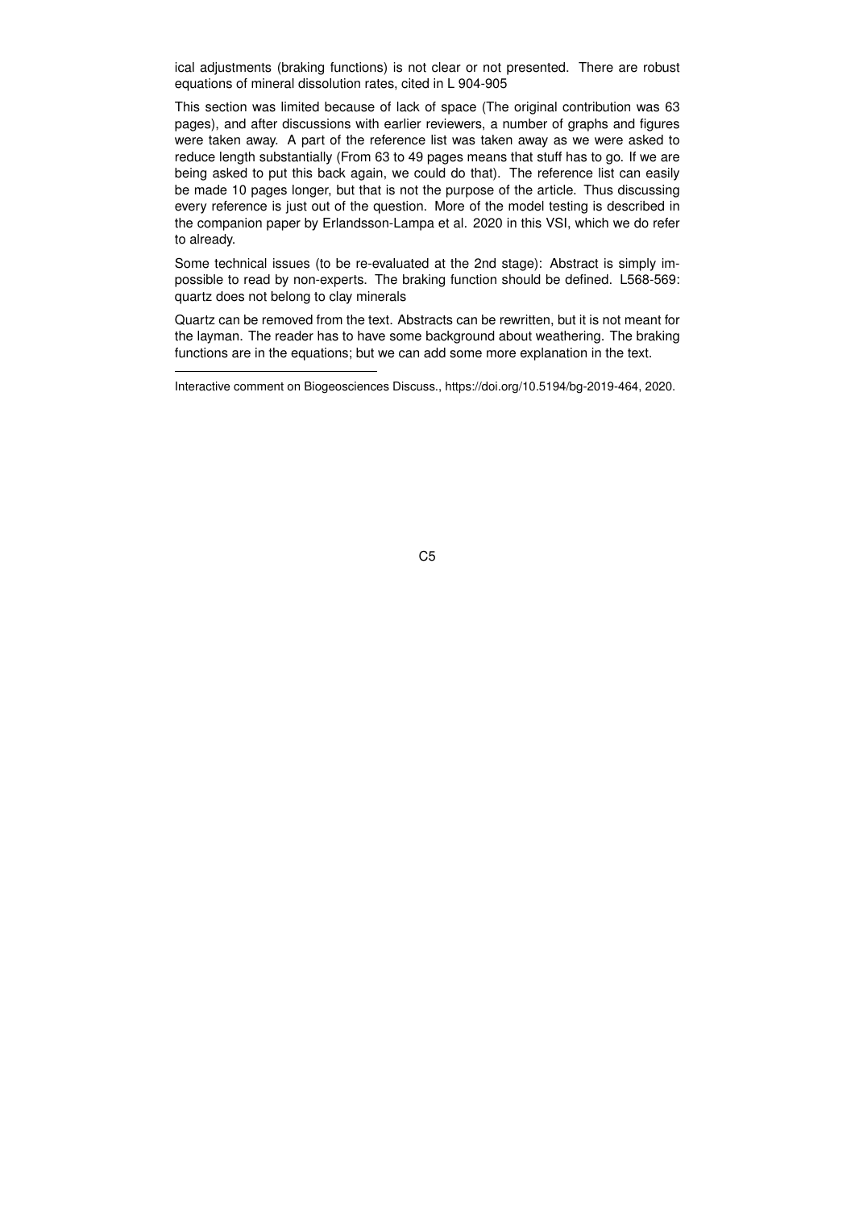ical adjustments (braking functions) is not clear or not presented. There are robust equations of mineral dissolution rates, cited in L 904-905

This section was limited because of lack of space (The original contribution was 63 pages), and after discussions with earlier reviewers, a number of graphs and figures were taken away. A part of the reference list was taken away as we were asked to reduce length substantially (From 63 to 49 pages means that stuff has to go. If we are being asked to put this back again, we could do that). The reference list can easily be made 10 pages longer, but that is not the purpose of the article. Thus discussing every reference is just out of the question. More of the model testing is described in the companion paper by Erlandsson-Lampa et al. 2020 in this VSI, which we do refer to already.

Some technical issues (to be re-evaluated at the 2nd stage): Abstract is simply impossible to read by non-experts. The braking function should be defined. L568-569: quartz does not belong to clay minerals

Quartz can be removed from the text. Abstracts can be rewritten, but it is not meant for the layman. The reader has to have some background about weathering. The braking functions are in the equations; but we can add some more explanation in the text.

---

Interactive comment on Biogeosciences Discuss., https://doi.org/10.5194/bg-2019-464, 2020.